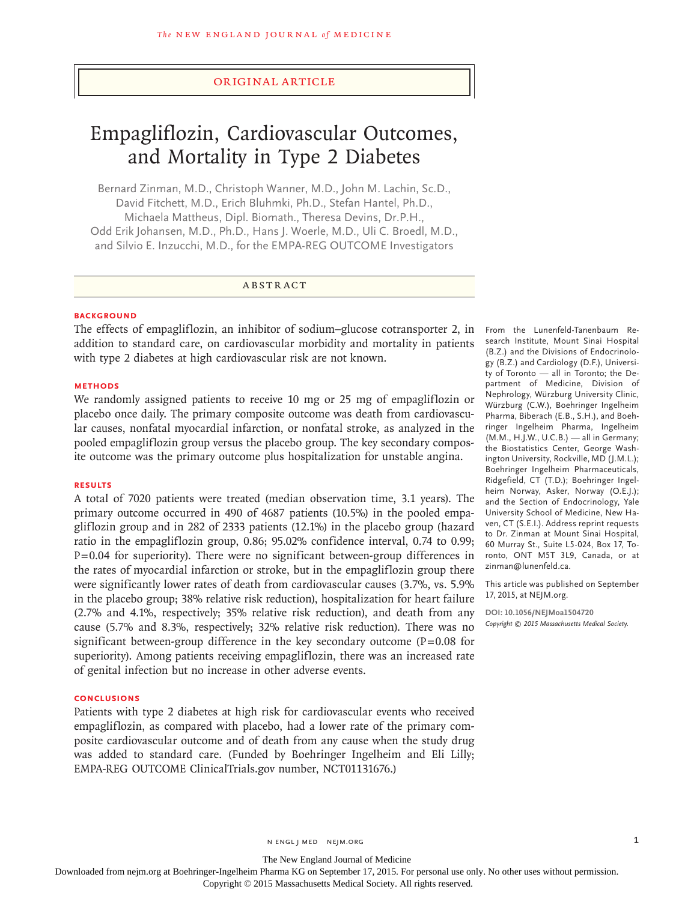ORIGINAL ARTICLE

# Empagliflozin, Cardiovascular Outcomes, and Mortality in Type 2 Diabetes

Bernard Zinman, M.D., Christoph Wanner, M.D., John M. Lachin, Sc.D., David Fitchett, M.D., Erich Bluhmki, Ph.D., Stefan Hantel, Ph.D., Michaela Mattheus, Dipl. Biomath., Theresa Devins, Dr.P.H., Odd Erik Johansen, M.D., Ph.D., Hans J. Woerle, M.D., Uli C. Broedl, M.D., and Silvio E. Inzucchi, M.D., for the EMPA-REG OUTCOME Investigators

## ABSTRACT

### BACKGROUND

The effects of empagliflozin, an inhibitor of sodium–glucose cotransporter 2, in addition to standard care, on cardiovascular morbidity and mortality in patients with type 2 diabetes at high cardiovascular risk are not known.

### METHODS

We randomly assigned patients to receive 10 mg or 25 mg of empagliflozin or placebo once daily. The primary composite outcome was death from cardiovascular causes, nonfatal myocardial infarction, or nonfatal stroke, as analyzed in the pooled empagliflozin group versus the placebo group. The key secondary composite outcome was the primary outcome plus hospitalization for unstable angina.

### RESULTS

A total of 7020 patients were treated (median observation time, 3.1 years). The primary outcome occurred in 490 of 4687 patients (10.5%) in the pooled empagliflozin group and in 282 of 2333 patients (12.1%) in the placebo group (hazard ratio in the empagliflozin group, 0.86; 95.02% confidence interval, 0.74 to 0.99; P=0.04 for superiority). There were no significant between-group differences in the rates of myocardial infarction or stroke, but in the empagliflozin group there were significantly lower rates of death from cardiovascular causes (3.7%, vs. 5.9% in the placebo group; 38% relative risk reduction), hospitalization for heart failure (2.7% and 4.1%, respectively; 35% relative risk reduction), and death from any cause (5.7% and 8.3%, respectively; 32% relative risk reduction). There was no significant between-group difference in the key secondary outcome (P=0.08 for superiority). Among patients receiving empagliflozin, there was an increased rate of genital infection but no increase in other adverse events.

### CONCLUSIONS

Patients with type 2 diabetes at high risk for cardiovascular events who received empagliflozin, as compared with placebo, had a lower rate of the primary composite cardiovascular outcome and of death from any cause when the study drug was added to standard care. (Funded by Boehringer Ingelheim and Eli Lilly; EMPA-REG OUTCOME ClinicalTrials.gov number, NCT01131676.)

From the Lunenfeld-Tanenbaum Research Institute, Mount Sinai Hospital (B.Z.) and the Divisions of Endocrinology (B.Z.) and Cardiology (D.F.), University of Toronto — all in Toronto; the Department of Medicine, Division of Nephrology, Würzburg University Clinic, Würzburg (C.W.), Boehringer Ingelheim Pharma, Biberach (E.B., S.H.), and Boehringer Ingelheim Pharma, Ingelheim (M.M., H.J.W., U.C.B.) — all in Germany; the Biostatistics Center, George Washington University, Rockville, MD (J.M.L.); Boehringer Ingelheim Pharmaceuticals, Ridgefield, CT (T.D.); Boehringer Ingelheim Norway, Asker, Norway (O.E.J.); and the Section of Endocrinology, Yale University School of Medicine, New Haven, CT (S.E.I.). Address reprint requests to Dr. Zinman at Mount Sinai Hospital, 60 Murray St., Suite L5-024, Box 17, Toronto, ONT M5T 3L9, Canada, or at zinman@lunenfeld.ca.

This article was published on September 17, 2015, at NEJM.org.

DOI: 10.1056/NEJMoa1504720
*Copyright © 2015 Massachusetts Medical Society.*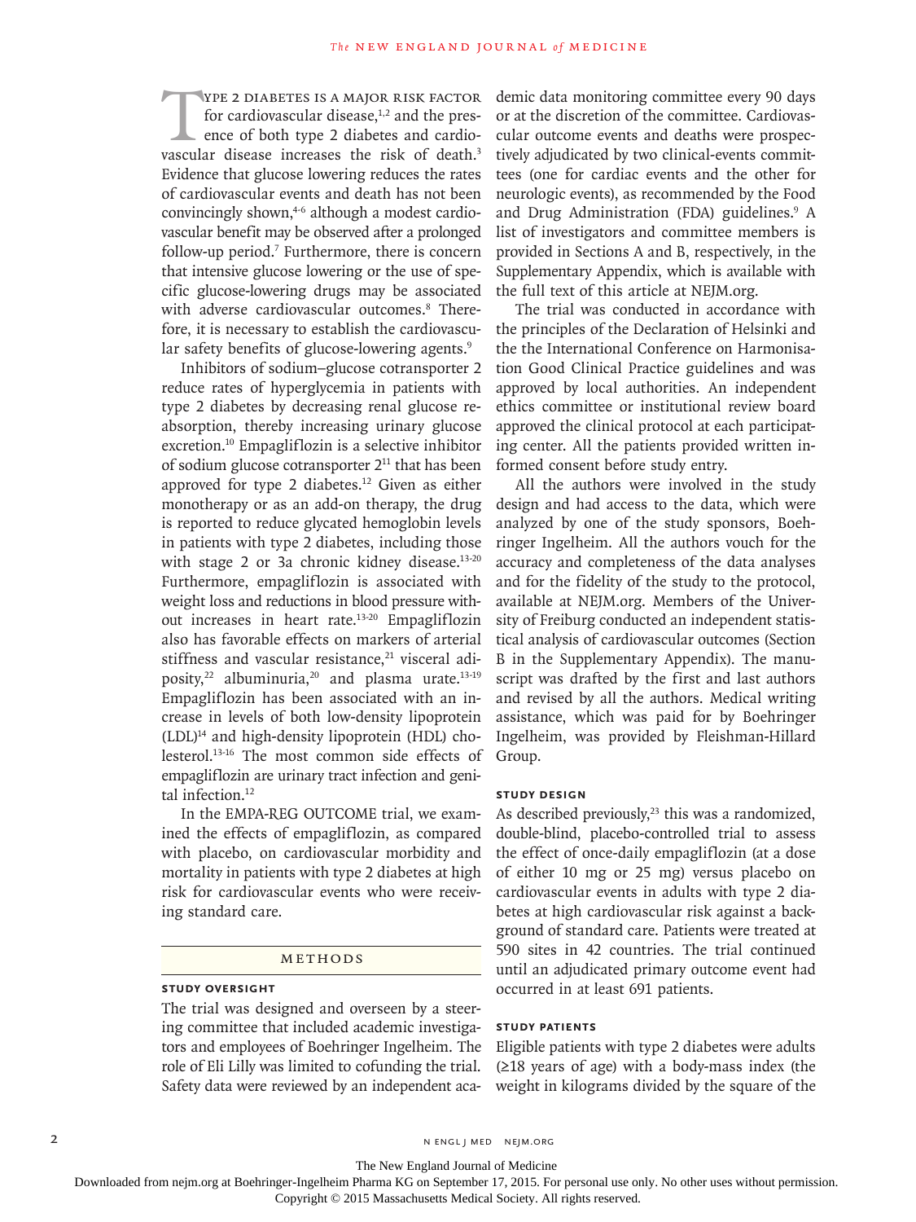Type 2 diabetes is a major risk factor for cardiovascular disease,[1,2] and the presence of both type 2 diabetes and cardiovascular disease increases the risk of death.[3] Evidence that glucose lowering reduces the rates of cardiovascular events and death has not been convincingly shown,[4-6] although a modest cardiovascular benefit may be observed after a prolonged follow-up period.[7] Furthermore, there is concern that intensive glucose lowering or the use of specific glucose-lowering drugs may be associated with adverse cardiovascular outcomes.[8] Therefore, it is necessary to establish the cardiovascular safety benefits of glucose-lowering agents.[9]

Inhibitors of sodium–glucose cotransporter 2 reduce rates of hyperglycemia in patients with type 2 diabetes by decreasing renal glucose reabsorption, thereby increasing urinary glucose excretion.[10] Empagliflozin is a selective inhibitor of sodium glucose cotransporter 2[11] that has been approved for type 2 diabetes.[12] Given as either monotherapy or as an add-on therapy, the drug is reported to reduce glycated hemoglobin levels in patients with type 2 diabetes, including those with stage 2 or 3a chronic kidney disease.[13-20] Furthermore, empagliflozin is associated with weight loss and reductions in blood pressure without increases in heart rate.[13-20] Empagliflozin also has favorable effects on markers of arterial stiffness and vascular resistance,[21] visceral adiposity,[22] albuminuria,[20] and plasma urate.[13-19] Empagliflozin has been associated with an increase in levels of both low-density lipoprotein (LDL)[14] and high-density lipoprotein (HDL) cholesterol.[13-16] The most common side effects of empagliflozin are urinary tract infection and genital infection.[12]

In the EMPA-REG OUTCOME trial, we examined the effects of empagliflozin, as compared with placebo, on cardiovascular morbidity and mortality in patients with type 2 diabetes at high risk for cardiovascular events who were receiving standard care.

## Methods

### Study Oversight

The trial was designed and overseen by a steering committee that included academic investigators and employees of Boehringer Ingelheim. The role of Eli Lilly was limited to cofunding the trial. Safety data were reviewed by an independent academic data monitoring committee every 90 days or at the discretion of the committee. Cardiovascular outcome events and deaths were prospectively adjudicated by two clinical-events committees (one for cardiac events and the other for neurologic events), as recommended by the Food and Drug Administration (FDA) guidelines.[9] A list of investigators and committee members is provided in Sections A and B, respectively, in the Supplementary Appendix, which is available with the full text of this article at NEJM.org.

The trial was conducted in accordance with the principles of the Declaration of Helsinki and the the International Conference on Harmonisation Good Clinical Practice guidelines and was approved by local authorities. An independent ethics committee or institutional review board approved the clinical protocol at each participating center. All the patients provided written informed consent before study entry.

All the authors were involved in the study design and had access to the data, which were analyzed by one of the study sponsors, Boehringer Ingelheim. All the authors vouch for the accuracy and completeness of the data analyses and for the fidelity of the study to the protocol, available at NEJM.org. Members of the University of Freiburg conducted an independent statistical analysis of cardiovascular outcomes (Section B in the Supplementary Appendix). The manuscript was drafted by the first and last authors and revised by all the authors. Medical writing assistance, which was paid for by Boehringer Ingelheim, was provided by Fleishman-Hillard Group.

### Study Design

As described previously,[23] this was a randomized, double-blind, placebo-controlled trial to assess the effect of once-daily empagliflozin (at a dose of either 10 mg or 25 mg) versus placebo on cardiovascular events in adults with type 2 diabetes at high cardiovascular risk against a background of standard care. Patients were treated at 590 sites in 42 countries. The trial continued until an adjudicated primary outcome event had occurred in at least 691 patients.

### Study Patients

Eligible patients with type 2 diabetes were adults (≥18 years of age) with a body-mass index (the weight in kilograms divided by the square of the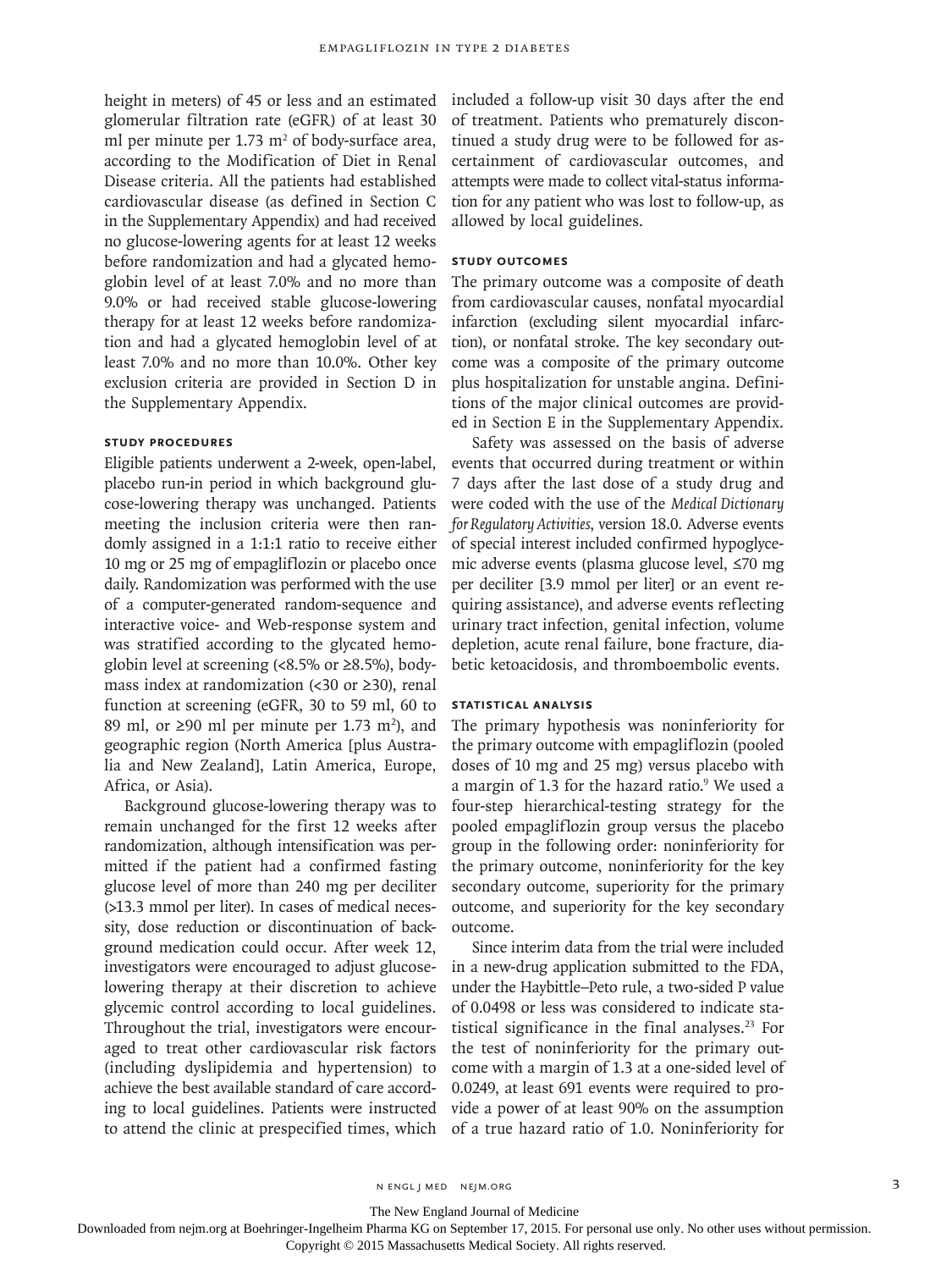height in meters) of 45 or less and an estimated glomerular filtration rate (eGFR) of at least 30 ml per minute per 1.73 $m^2$ of body-surface area, according to the Modification of Diet in Renal Disease criteria. All the patients had established cardiovascular disease (as defined in Section C in the Supplementary Appendix) and had received no glucose-lowering agents for at least 12 weeks before randomization and had a glycated hemoglobin level of at least 7.0% and no more than 9.0% or had received stable glucose-lowering therapy for at least 12 weeks before randomization and had a glycated hemoglobin level of at least 7.0% and no more than 10.0%. Other key exclusion criteria are provided in Section D in the Supplementary Appendix.

### Study Procedures

Eligible patients underwent a 2-week, open-label, placebo run-in period in which background glucose-lowering therapy was unchanged. Patients meeting the inclusion criteria were then randomly assigned in a 1:1:1 ratio to receive either 10 mg or 25 mg of empagliflozin or placebo once daily. Randomization was performed with the use of a computer-generated random-sequence and interactive voice- and Web-response system and was stratified according to the glycated hemoglobin level at screening (<8.5% or ≥8.5%), body-mass index at randomization (<30 or ≥30), renal function at screening (eGFR, 30 to 59 ml, 60 to 89 ml, or ≥90 ml per minute per 1.73 $m^2$), and geographic region (North America [plus Australia and New Zealand], Latin America, Europe, Africa, or Asia).

Background glucose-lowering therapy was to remain unchanged for the first 12 weeks after randomization, although intensification was permitted if the patient had a confirmed fasting glucose level of more than 240 mg per deciliter (>13.3 mmol per liter). In cases of medical necessity, dose reduction or discontinuation of background medication could occur. After week 12, investigators were encouraged to adjust glucose-lowering therapy at their discretion to achieve glycemic control according to local guidelines. Throughout the trial, investigators were encouraged to treat other cardiovascular risk factors (including dyslipidemia and hypertension) to achieve the best available standard of care according to local guidelines. Patients were instructed to attend the clinic at prespecified times, which included a follow-up visit 30 days after the end of treatment. Patients who prematurely discontinued a study drug were to be followed for ascertainment of cardiovascular outcomes, and attempts were made to collect vital-status information for any patient who was lost to follow-up, as allowed by local guidelines.

### Study Outcomes

The primary outcome was a composite of death from cardiovascular causes, nonfatal myocardial infarction (excluding silent myocardial infarction), or nonfatal stroke. The key secondary outcome was a composite of the primary outcome plus hospitalization for unstable angina. Definitions of the major clinical outcomes are provided in Section E in the Supplementary Appendix.

Safety was assessed on the basis of adverse events that occurred during treatment or within 7 days after the last dose of a study drug and were coded with the use of the *Medical Dictionary for Regulatory Activities*, version 18.0. Adverse events of special interest included confirmed hypoglycemic adverse events (plasma glucose level, ≤70 mg per deciliter [3.9 mmol per liter] or an event requiring assistance), and adverse events reflecting urinary tract infection, genital infection, volume depletion, acute renal failure, bone fracture, diabetic ketoacidosis, and thromboembolic events.

### Statistical Analysis

The primary hypothesis was noninferiority for the primary outcome with empagliflozin (pooled doses of 10 mg and 25 mg) versus placebo with a margin of 1.3 for the hazard ratio.[9] We used a four-step hierarchical-testing strategy for the pooled empagliflozin group versus the placebo group in the following order: noninferiority for the primary outcome, noninferiority for the key secondary outcome, superiority for the primary outcome, and superiority for the key secondary outcome.

Since interim data from the trial were included in a new-drug application submitted to the FDA, under the Haybittle–Peto rule, a two-sided P value of 0.0498 or less was considered to indicate statistical significance in the final analyses.[23] For the test of noninferiority for the primary outcome with a margin of 1.3 at a one-sided level of 0.0249, at least 691 events were required to provide a power of at least 90% on the assumption of a true hazard ratio of 1.0. Noninferiority for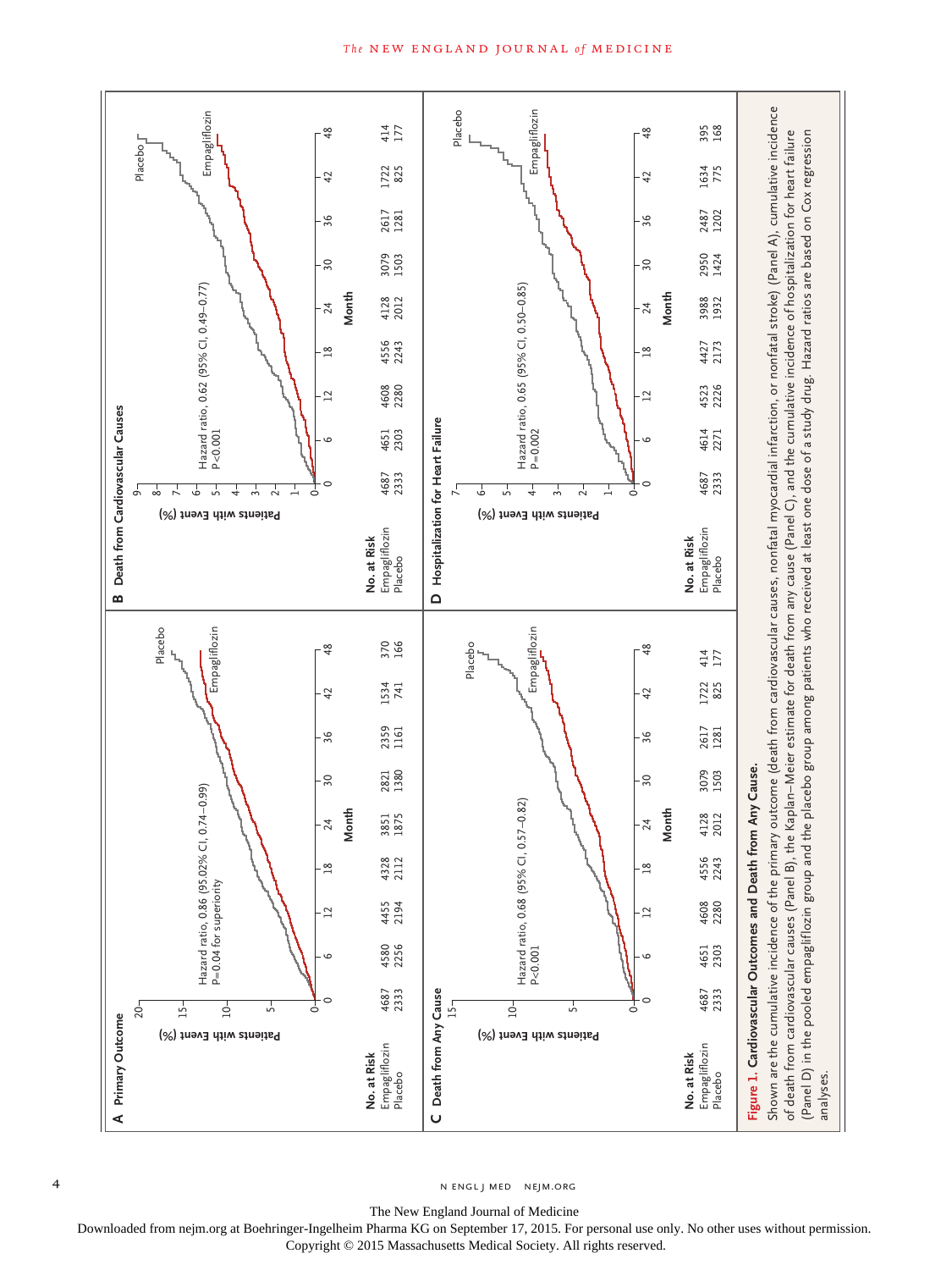**Figure 1. Cardiovascular Outcomes and Death from Any Cause.**

Shown are the cumulative incidence of the primary outcome (death from cardiovascular causes, nonfatal myocardial infarction, or nonfatal stroke) (Panel A), cumulative incidence of death from cardiovascular causes (Panel B), the Kaplan–Meier estimate for death from any cause (Panel C), and the cumulative incidence of hospitalization for heart failure (Panel D) in the pooled empagliflozin group and the placebo group among patients who received at least one dose of a study drug. Hazard ratios are based on Cox regression analyses.

**A Primary Outcome** — Hazard ratio, 0.86 (95.02% CI, 0.74–0.99); P=0.04 for superiority

| No. at Risk | 0 | 6 | 12 | 18 | 24 | 30 | 36 | 42 | 48 |
|---|---|---|---|---|---|---|---|---|---|
| Empagliflozin | 4687 | 4580 | 4455 | 4328 | 3851 | 2821 | 2359 | 1534 | 370 |
| Placebo | 2333 | 2256 | 2194 | 2112 | 1875 | 1380 | 1161 | 741 | 166 |

**B Death from Cardiovascular Causes** — Hazard ratio, 0.62 (95% CI, 0.49–0.77); P<0.001

| No. at Risk | 0 | 6 | 12 | 18 | 24 | 30 | 36 | 42 | 48 |
|---|---|---|---|---|---|---|---|---|---|
| Empagliflozin | 4687 | 4651 | 4608 | 4556 | 4128 | 3079 | 2617 | 1722 | 414 |
| Placebo | 2333 | 2303 | 2280 | 2243 | 2012 | 1503 | 1281 | 825 | 177 |

**C Death from Any Cause** — Hazard ratio, 0.68 (95% CI, 0.57–0.82); P<0.001

| No. at Risk | 0 | 6 | 12 | 18 | 24 | 30 | 36 | 42 | 48 |
|---|---|---|---|---|---|---|---|---|---|
| Empagliflozin | 4687 | 4651 | 4608 | 4556 | 4128 | 3079 | 2617 | 1722 | 414 |
| Placebo | 2333 | 2303 | 2280 | 2243 | 2012 | 1503 | 1281 | 825 | 177 |

**D Hospitalization for Heart Failure** — Hazard ratio, 0.65 (95% CI, 0.50–0.85); P=0.002

| No. at Risk | 0 | 6 | 12 | 18 | 24 | 30 | 36 | 42 | 48 |
|---|---|---|---|---|---|---|---|---|---|
| Empagliflozin | 4687 | 4614 | 4523 | 4427 | 3988 | 2950 | 2487 | 1634 | 395 |
| Placebo | 2333 | 2271 | 2226 | 2173 | 1932 | 1424 | 1202 | 775 | 168 |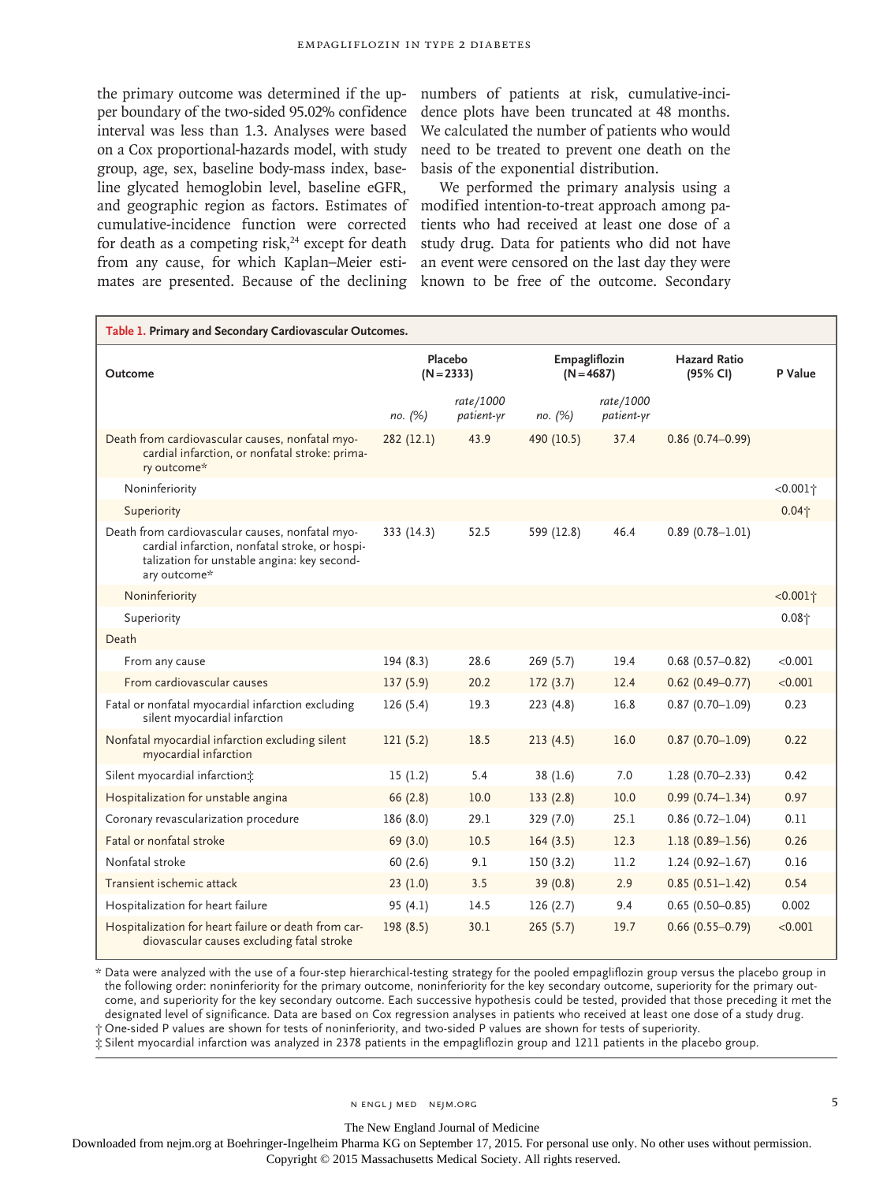the primary outcome was determined if the upper boundary of the two-sided 95.02% confidence interval was less than 1.3. Analyses were based on a Cox proportional-hazards model, with study group, age, sex, baseline body-mass index, baseline glycated hemoglobin level, baseline eGFR, and geographic region as factors. Estimates of cumulative-incidence function were corrected for death as a competing risk,[24] except for death from any cause, for which Kaplan–Meier estimates are presented. Because of the declining numbers of patients at risk, cumulative-incidence plots have been truncated at 48 months. We calculated the number of patients who would need to be treated to prevent one death on the basis of the exponential distribution.

We performed the primary analysis using a modified intention-to-treat approach among patients who had received at least one dose of a study drug. Data for patients who did not have an event were censored on the last day they were known to be free of the outcome. Secondary

**Table 1. Primary and Secondary Cardiovascular Outcomes.**

| Outcome | Placebo (N=2333) | | Empagliflozin (N=4687) | | Hazard Ratio (95% CI) | P Value |
|---|---|---|---|---|---|---|
| | *no. (%)* | *rate/1000 patient-yr* | *no. (%)* | *rate/1000 patient-yr* | | |
| Death from cardiovascular causes, nonfatal myocardial infarction, or nonfatal stroke: primary outcome* | 282 (12.1) | 43.9 | 490 (10.5) | 37.4 | 0.86 (0.74–0.99) | |
| Noninferiority | | | | | | <0.001† |
| Superiority | | | | | | 0.04† |
| Death from cardiovascular causes, nonfatal myocardial infarction, nonfatal stroke, or hospitalization for unstable angina: key secondary outcome* | 333 (14.3) | 52.5 | 599 (12.8) | 46.4 | 0.89 (0.78–1.01) | |
| Noninferiority | | | | | | <0.001† |
| Superiority | | | | | | 0.08† |
| Death | | | | | | |
| From any cause | 194 (8.3) | 28.6 | 269 (5.7) | 19.4 | 0.68 (0.57–0.82) | <0.001 |
| From cardiovascular causes | 137 (5.9) | 20.2 | 172 (3.7) | 12.4 | 0.62 (0.49–0.77) | <0.001 |
| Fatal or nonfatal myocardial infarction excluding silent myocardial infarction | 126 (5.4) | 19.3 | 223 (4.8) | 16.8 | 0.87 (0.70–1.09) | 0.23 |
| Nonfatal myocardial infarction excluding silent myocardial infarction | 121 (5.2) | 18.5 | 213 (4.5) | 16.0 | 0.87 (0.70–1.09) | 0.22 |
| Silent myocardial infarction‡ | 15 (1.2) | 5.4 | 38 (1.6) | 7.0 | 1.28 (0.70–2.33) | 0.42 |
| Hospitalization for unstable angina | 66 (2.8) | 10.0 | 133 (2.8) | 10.0 | 0.99 (0.74–1.34) | 0.97 |
| Coronary revascularization procedure | 186 (8.0) | 29.1 | 329 (7.0) | 25.1 | 0.86 (0.72–1.04) | 0.11 |
| Fatal or nonfatal stroke | 69 (3.0) | 10.5 | 164 (3.5) | 12.3 | 1.18 (0.89–1.56) | 0.26 |
| Nonfatal stroke | 60 (2.6) | 9.1 | 150 (3.2) | 11.2 | 1.24 (0.92–1.67) | 0.16 |
| Transient ischemic attack | 23 (1.0) | 3.5 | 39 (0.8) | 2.9 | 0.85 (0.51–1.42) | 0.54 |
| Hospitalization for heart failure | 95 (4.1) | 14.5 | 126 (2.7) | 9.4 | 0.65 (0.50–0.85) | 0.002 |
| Hospitalization for heart failure or death from cardiovascular causes excluding fatal stroke | 198 (8.5) | 30.1 | 265 (5.7) | 19.7 | 0.66 (0.55–0.79) | <0.001 |

\* Data were analyzed with the use of a four-step hierarchical-testing strategy for the pooled empagliflozin group versus the placebo group in the following order: noninferiority for the primary outcome, noninferiority for the key secondary outcome, superiority for the primary outcome, and superiority for the key secondary outcome. Each successive hypothesis could be tested, provided that those preceding it met the designated level of significance. Data are based on Cox regression analyses in patients who received at least one dose of a study drug.

† One-sided P values are shown for tests of noninferiority, and two-sided P values are shown for tests of superiority.

‡ Silent myocardial infarction was analyzed in 2378 patients in the empagliflozin group and 1211 patients in the placebo group.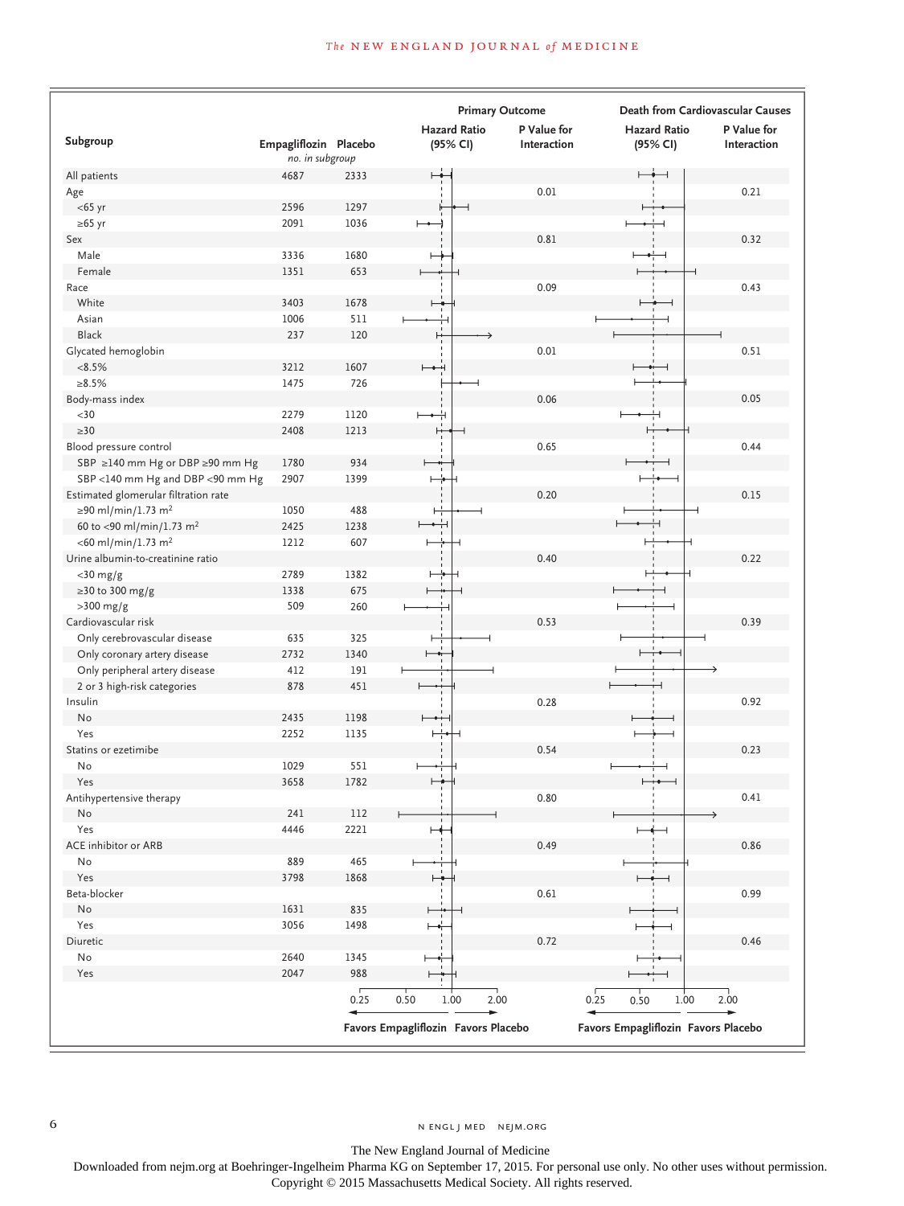| Subgroup | Empagliflozin | Placebo | Primary Outcome Hazard Ratio (95% CI) | Primary Outcome P Value for Interaction | Death from Cardiovascular Causes Hazard Ratio (95% CI) | Death from Cardiovascular Causes P Value for Interaction |
|---|---|---|---|---|---|---|
| | *no. in subgroup* | | | | | |
| All patients | 4687 | 2333 | | | | |
| Age | | | | 0.01 | | 0.21 |
| <65 yr | 2596 | 1297 | | | | |
| ≥65 yr | 2091 | 1036 | | | | |
| Sex | | | | 0.81 | | 0.32 |
| Male | 3336 | 1680 | | | | |
| Female | 1351 | 653 | | | | |
| Race | | | | 0.09 | | 0.43 |
| White | 3403 | 1678 | | | | |
| Asian | 1006 | 511 | | | | |
| Black | 237 | 120 | | | | |
| Glycated hemoglobin | | | | 0.01 | | 0.51 |
| <8.5% | 3212 | 1607 | | | | |
| ≥8.5% | 1475 | 726 | | | | |
| Body-mass index | | | | 0.06 | | 0.05 |
| <30 | 2279 | 1120 | | | | |
| ≥30 | 2408 | 1213 | | | | |
| Blood pressure control | | | | 0.65 | | 0.44 |
| SBP ≥140 mm Hg or DBP ≥90 mm Hg | 1780 | 934 | | | | |
| SBP <140 mm Hg and DBP <90 mm Hg | 2907 | 1399 | | | | |
| Estimated glomerular filtration rate | | | | 0.20 | | 0.15 |
| ≥90 ml/min/1.73 $m^2$ | 1050 | 488 | | | | |
| 60 to <90 ml/min/1.73 $m^2$ | 2425 | 1238 | | | | |
| <60 ml/min/1.73 $m^2$ | 1212 | 607 | | | | |
| Urine albumin-to-creatinine ratio | | | | 0.40 | | 0.22 |
| <30 mg/g | 2789 | 1382 | | | | |
| ≥30 to 300 mg/g | 1338 | 675 | | | | |
| >300 mg/g | 509 | 260 | | | | |
| Cardiovascular risk | | | | 0.53 | | 0.39 |
| Only cerebrovascular disease | 635 | 325 | | | | |
| Only coronary artery disease | 2732 | 1340 | | | | |
| Only peripheral artery disease | 412 | 191 | | | | |
| 2 or 3 high-risk categories | 878 | 451 | | | | |
| Insulin | | | | 0.28 | | 0.92 |
| No | 2435 | 1198 | | | | |
| Yes | 2252 | 1135 | | | | |
| Statins or ezetimibe | | | | 0.54 | | 0.23 |
| No | 1029 | 551 | | | | |
| Yes | 3658 | 1782 | | | | |
| Antihypertensive therapy | | | | 0.80 | | 0.41 |
| No | 241 | 112 | | | | |
| Yes | 4446 | 2221 | | | | |
| ACE inhibitor or ARB | | | | 0.49 | | 0.86 |
| No | 889 | 465 | | | | |
| Yes | 3798 | 1868 | | | | |
| Beta-blocker | | | | 0.61 | | 0.99 |
| No | 1631 | 835 | | | | |
| Yes | 3056 | 1498 | | | | |
| Diuretic | | | | 0.72 | | 0.46 |
| No | 2640 | 1345 | | | | |
| Yes | 2047 | 988 | | | | |

Hazard ratio axes: 0.25, 0.50, 1.00, 2.00 — ← Favors Empagliflozin | Favors Placebo →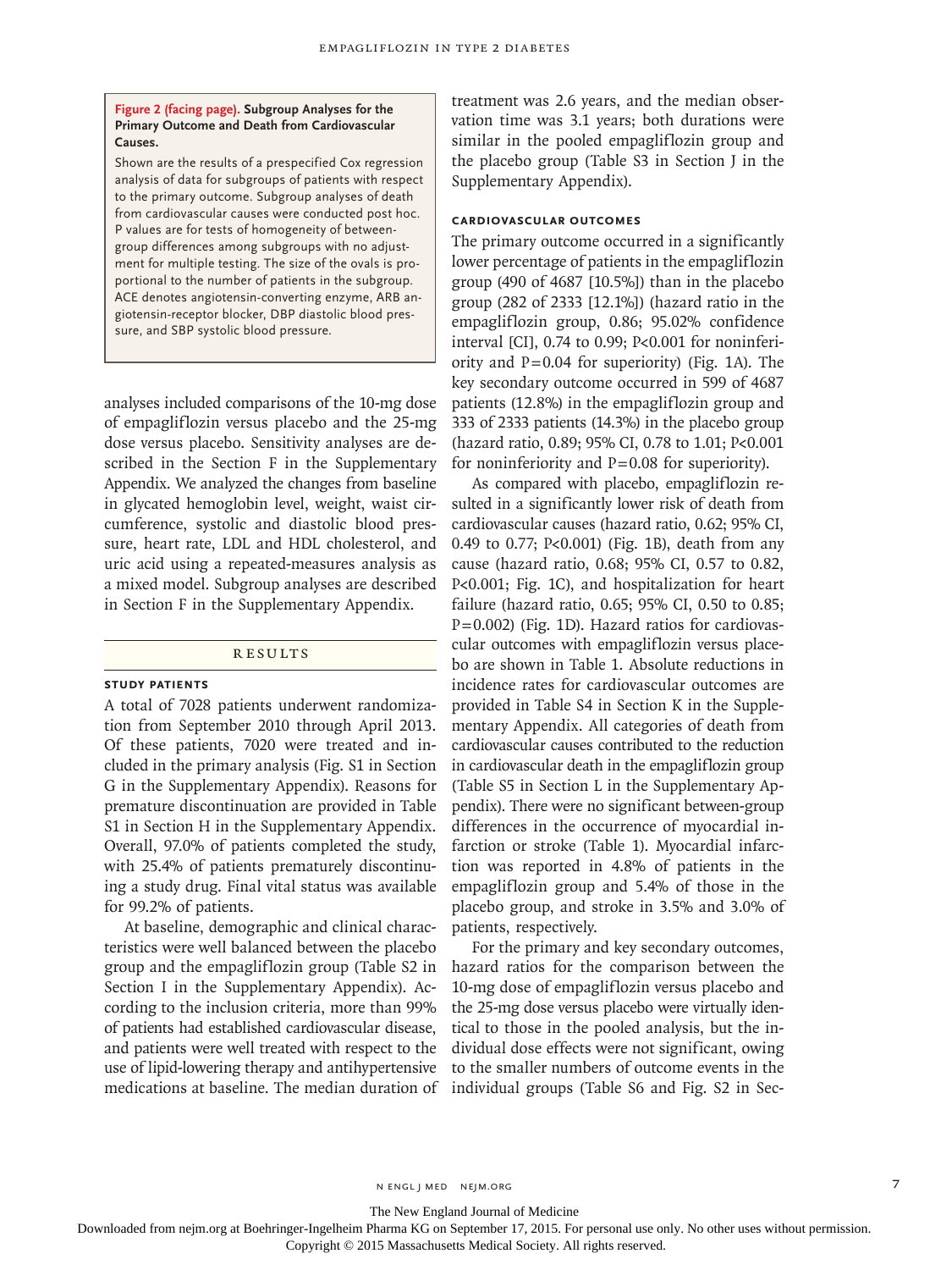**Figure 2 (facing page). Subgroup Analyses for the Primary Outcome and Death from Cardiovascular Causes.**

Shown are the results of a prespecified Cox regression analysis of data for subgroups of patients with respect to the primary outcome. Subgroup analyses of death from cardiovascular causes were conducted post hoc. P values are for tests of homogeneity of between-group differences among subgroups with no adjustment for multiple testing. The size of the ovals is proportional to the number of patients in the subgroup. ACE denotes angiotensin-converting enzyme, ARB angiotensin-receptor blocker, DBP diastolic blood pressure, and SBP systolic blood pressure.

analyses included comparisons of the 10-mg dose of empagliflozin versus placebo and the 25-mg dose versus placebo. Sensitivity analyses are described in the Section F in the Supplementary Appendix. We analyzed the changes from baseline in glycated hemoglobin level, weight, waist circumference, systolic and diastolic blood pressure, heart rate, LDL and HDL cholesterol, and uric acid using a repeated-measures analysis as a mixed model. Subgroup analyses are described in Section F in the Supplementary Appendix.

## RESULTS

### STUDY PATIENTS

A total of 7028 patients underwent randomization from September 2010 through April 2013. Of these patients, 7020 were treated and included in the primary analysis (Fig. S1 in Section G in the Supplementary Appendix). Reasons for premature discontinuation are provided in Table S1 in Section H in the Supplementary Appendix. Overall, 97.0% of patients completed the study, with 25.4% of patients prematurely discontinuing a study drug. Final vital status was available for 99.2% of patients.

At baseline, demographic and clinical characteristics were well balanced between the placebo group and the empagliflozin group (Table S2 in Section I in the Supplementary Appendix). According to the inclusion criteria, more than 99% of patients had established cardiovascular disease, and patients were well treated with respect to the use of lipid-lowering therapy and antihypertensive medications at baseline. The median duration of treatment was 2.6 years, and the median observation time was 3.1 years; both durations were similar in the pooled empagliflozin group and the placebo group (Table S3 in Section J in the Supplementary Appendix).

### CARDIOVASCULAR OUTCOMES

The primary outcome occurred in a significantly lower percentage of patients in the empagliflozin group (490 of 4687 [10.5%]) than in the placebo group (282 of 2333 [12.1%]) (hazard ratio in the empagliflozin group, 0.86; 95.02% confidence interval [CI], 0.74 to 0.99; $P<0.001$ for noninferiority and $P=0.04$ for superiority) (Fig. 1A). The key secondary outcome occurred in 599 of 4687 patients (12.8%) in the empagliflozin group and 333 of 2333 patients (14.3%) in the placebo group (hazard ratio, 0.89; 95% CI, 0.78 to 1.01; $P<0.001$ for noninferiority and $P=0.08$ for superiority).

As compared with placebo, empagliflozin resulted in a significantly lower risk of death from cardiovascular causes (hazard ratio, 0.62; 95% CI, 0.49 to 0.77; $P<0.001$) (Fig. 1B), death from any cause (hazard ratio, 0.68; 95% CI, 0.57 to 0.82, $P<0.001$; Fig. 1C), and hospitalization for heart failure (hazard ratio, 0.65; 95% CI, 0.50 to 0.85; $P=0.002$) (Fig. 1D). Hazard ratios for cardiovascular outcomes with empagliflozin versus placebo are shown in Table 1. Absolute reductions in incidence rates for cardiovascular outcomes are provided in Table S4 in Section K in the Supplementary Appendix. All categories of death from cardiovascular causes contributed to the reduction in cardiovascular death in the empagliflozin group (Table S5 in Section L in the Supplementary Appendix). There were no significant between-group differences in the occurrence of myocardial infarction or stroke (Table 1). Myocardial infarction was reported in 4.8% of patients in the empagliflozin group and 5.4% of those in the placebo group, and stroke in 3.5% and 3.0% of patients, respectively.

For the primary and key secondary outcomes, hazard ratios for the comparison between the 10-mg dose of empagliflozin versus placebo and the 25-mg dose versus placebo were virtually identical to those in the pooled analysis, but the individual dose effects were not significant, owing to the smaller numbers of outcome events in the individual groups (Table S6 and Fig. S2 in Sec-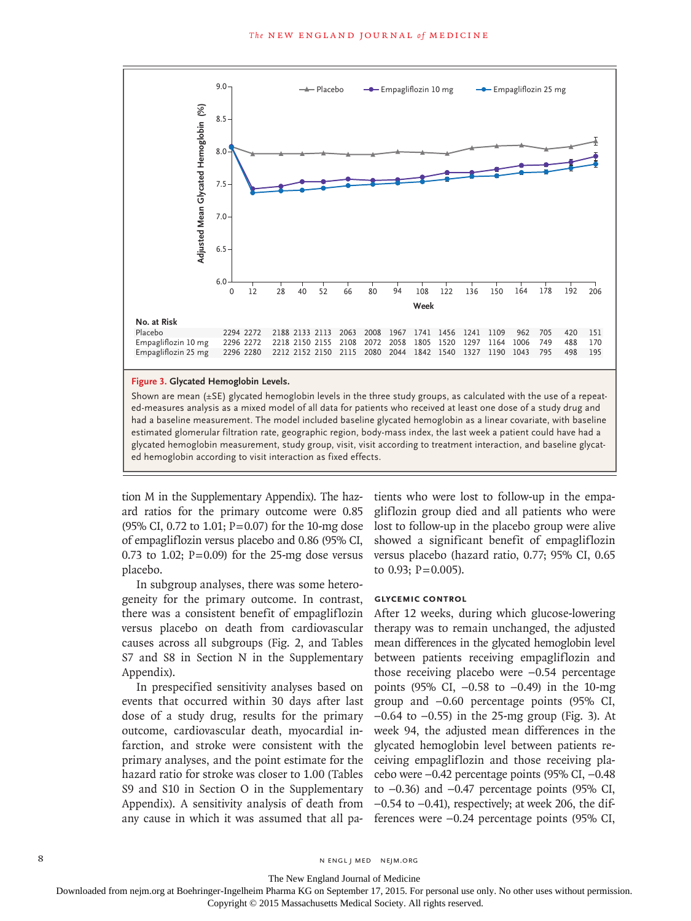| No. at Risk | 0 | 12 | 28 | 40 | 52 | 66 | 80 | 94 | 108 | 122 | 136 | 150 | 164 | 178 | 192 | 206 |
|---|---|---|---|---|---|---|---|---|---|---|---|---|---|---|---|---|
| Placebo | 2294 | 2272 | 2188 | 2133 | 2113 | 2063 | 2008 | 1967 | 1741 | 1456 | 1241 | 1109 | 962 | 705 | 420 | 151 |
| Empagliflozin 10 mg | 2296 | 2272 | 2218 | 2150 | 2155 | 2108 | 2072 | 2058 | 1805 | 1520 | 1297 | 1164 | 1006 | 749 | 488 | 170 |
| Empagliflozin 25 mg | 2296 | 2280 | 2212 | 2152 | 2150 | 2115 | 2080 | 2044 | 1842 | 1540 | 1327 | 1190 | 1043 | 795 | 498 | 195 |

**Figure 3. Glycated Hemoglobin Levels.**

Shown are mean (±SE) glycated hemoglobin levels in the three study groups, as calculated with the use of a repeated-measures analysis as a mixed model of all data for patients who received at least one dose of a study drug and had a baseline measurement. The model included baseline glycated hemoglobin as a linear covariate, with baseline estimated glomerular filtration rate, geographic region, body-mass index, the last week a patient could have had a glycated hemoglobin measurement, study group, visit, visit according to treatment interaction, and baseline glycated hemoglobin according to visit interaction as fixed effects.

tion M in the Supplementary Appendix). The hazard ratios for the primary outcome were 0.85 (95% CI, 0.72 to 1.01; P=0.07) for the 10-mg dose of empagliflozin versus placebo and 0.86 (95% CI, 0.73 to 1.02; P=0.09) for the 25-mg dose versus placebo.

In subgroup analyses, there was some heterogeneity for the primary outcome. In contrast, there was a consistent benefit of empagliflozin versus placebo on death from cardiovascular causes across all subgroups (Fig. 2, and Tables S7 and S8 in Section N in the Supplementary Appendix).

In prespecified sensitivity analyses based on events that occurred within 30 days after last dose of a study drug, results for the primary outcome, cardiovascular death, myocardial infarction, and stroke were consistent with the primary analyses, and the point estimate for the hazard ratio for stroke was closer to 1.00 (Tables S9 and S10 in Section O in the Supplementary Appendix). A sensitivity analysis of death from any cause in which it was assumed that all patients who were lost to follow-up in the empagliflozin group died and all patients who were lost to follow-up in the placebo group were alive showed a significant benefit of empagliflozin versus placebo (hazard ratio, 0.77; 95% CI, 0.65 to 0.93; P=0.005).

### GLYCEMIC CONTROL

After 12 weeks, during which glucose-lowering therapy was to remain unchanged, the adjusted mean differences in the glycated hemoglobin level between patients receiving empagliflozin and those receiving placebo were −0.54 percentage points (95% CI, −0.58 to −0.49) in the 10-mg group and −0.60 percentage points (95% CI, −0.64 to −0.55) in the 25-mg group (Fig. 3). At week 94, the adjusted mean differences in the glycated hemoglobin level between patients receiving empagliflozin and those receiving placebo were −0.42 percentage points (95% CI, −0.48 to −0.36) and −0.47 percentage points (95% CI, −0.54 to −0.41), respectively; at week 206, the differences were −0.24 percentage points (95% CI,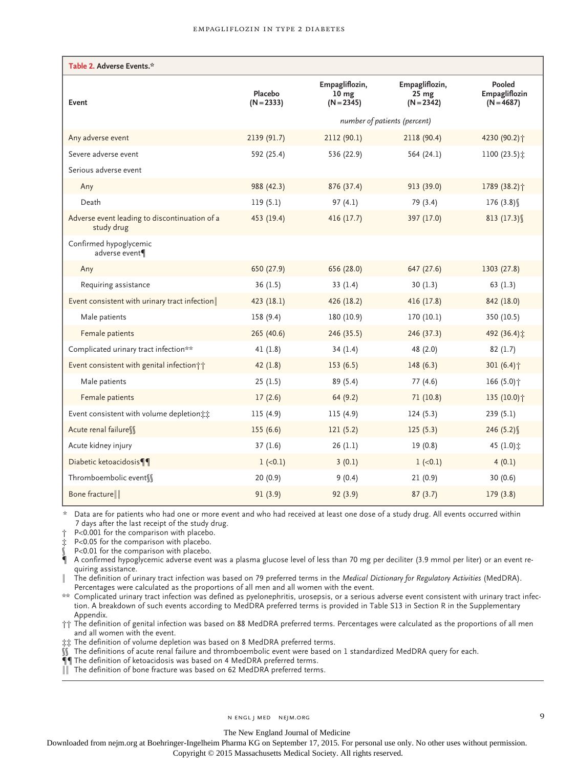**Table 2. Adverse Events.***

| Event | Placebo (N=2333) | Empagliflozin, 10 mg (N=2345) | Empagliflozin, 25 mg (N=2342) | Pooled Empagliflozin (N=4687) |
|---|---|---|---|---|
| | *number of patients (percent)* | | | |
| Any adverse event | 2139 (91.7) | 2112 (90.1) | 2118 (90.4) | 4230 (90.2)† |
| Severe adverse event | 592 (25.4) | 536 (22.9) | 564 (24.1) | 1100 (23.5)‡ |
| Serious adverse event | | | | |
| Any | 988 (42.3) | 876 (37.4) | 913 (39.0) | 1789 (38.2)† |
| Death | 119 (5.1) | 97 (4.1) | 79 (3.4) | 176 (3.8)§ |
| Adverse event leading to discontinuation of a study drug | 453 (19.4) | 416 (17.7) | 397 (17.0) | 813 (17.3)§ |
| Confirmed hypoglycemic adverse event¶ | | | | |
| Any | 650 (27.9) | 656 (28.0) | 647 (27.6) | 1303 (27.8) |
| Requiring assistance | 36 (1.5) | 33 (1.4) | 30 (1.3) | 63 (1.3) |
| Event consistent with urinary tract infection‖ | 423 (18.1) | 426 (18.2) | 416 (17.8) | 842 (18.0) |
| Male patients | 158 (9.4) | 180 (10.9) | 170 (10.1) | 350 (10.5) |
| Female patients | 265 (40.6) | 246 (35.5) | 246 (37.3) | 492 (36.4)‡ |
| Complicated urinary tract infection** | 41 (1.8) | 34 (1.4) | 48 (2.0) | 82 (1.7) |
| Event consistent with genital infection†† | 42 (1.8) | 153 (6.5) | 148 (6.3) | 301 (6.4)† |
| Male patients | 25 (1.5) | 89 (5.4) | 77 (4.6) | 166 (5.0)† |
| Female patients | 17 (2.6) | 64 (9.2) | 71 (10.8) | 135 (10.0)† |
| Event consistent with volume depletion‡‡ | 115 (4.9) | 115 (4.9) | 124 (5.3) | 239 (5.1) |
| Acute renal failure§§ | 155 (6.6) | 121 (5.2) | 125 (5.3) | 246 (5.2)§ |
| Acute kidney injury | 37 (1.6) | 26 (1.1) | 19 (0.8) | 45 (1.0)‡ |
| Diabetic ketoacidosis¶¶ | 1 (<0.1) | 3 (0.1) | 1 (<0.1) | 4 (0.1) |
| Thromboembolic event§§ | 20 (0.9) | 9 (0.4) | 21 (0.9) | 30 (0.6) |
| Bone fracture‖‖ | 91 (3.9) | 92 (3.9) | 87 (3.7) | 179 (3.8) |

\* Data are for patients who had one or more event and who had received at least one dose of a study drug. All events occurred within 7 days after the last receipt of the study drug.

† P<0.001 for the comparison with placebo.

‡ P<0.05 for the comparison with placebo.

§ P<0.01 for the comparison with placebo.

¶ A confirmed hypoglycemic adverse event was a plasma glucose level of less than 70 mg per deciliter (3.9 mmol per liter) or an event requiring assistance.

‖ The definition of urinary tract infection was based on 79 preferred terms in the *Medical Dictionary for Regulatory Activities* (MedDRA). Percentages were calculated as the proportions of all men and all women with the event.

\*\* Complicated urinary tract infection was defined as pyelonephritis, urosepsis, or a serious adverse event consistent with urinary tract infection. A breakdown of such events according to MedDRA preferred terms is provided in Table S13 in Section R in the Supplementary Appendix.

†† The definition of genital infection was based on 88 MedDRA preferred terms. Percentages were calculated as the proportions of all men and all women with the event.

‡‡ The definition of volume depletion was based on 8 MedDRA preferred terms.

§§ The definitions of acute renal failure and thromboembolic event were based on 1 standardized MedDRA query for each.

¶¶ The definition of ketoacidosis was based on 4 MedDRA preferred terms.

‖‖ The definition of bone fracture was based on 62 MedDRA preferred terms.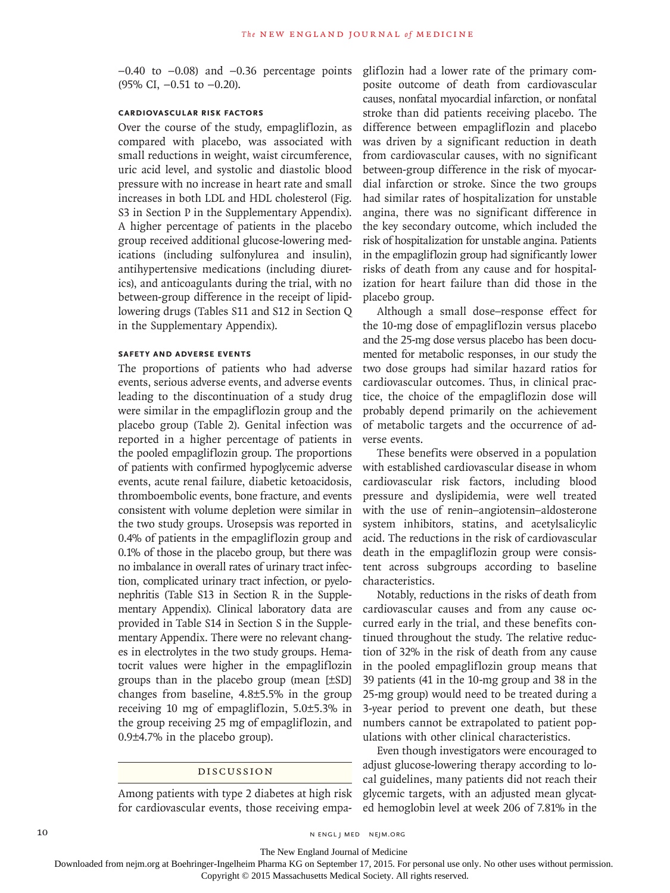−0.40 to −0.08) and −0.36 percentage points (95% CI, −0.51 to −0.20).

### Cardiovascular Risk Factors

Over the course of the study, empagliflozin, as compared with placebo, was associated with small reductions in weight, waist circumference, uric acid level, and systolic and diastolic blood pressure with no increase in heart rate and small increases in both LDL and HDL cholesterol (Fig. S3 in Section P in the Supplementary Appendix). A higher percentage of patients in the placebo group received additional glucose-lowering medications (including sulfonylurea and insulin), antihypertensive medications (including diuretics), and anticoagulants during the trial, with no between-group difference in the receipt of lipid-lowering drugs (Tables S11 and S12 in Section Q in the Supplementary Appendix).

### Safety and Adverse Events

The proportions of patients who had adverse events, serious adverse events, and adverse events leading to the discontinuation of a study drug were similar in the empagliflozin group and the placebo group (Table 2). Genital infection was reported in a higher percentage of patients in the pooled empagliflozin group. The proportions of patients with confirmed hypoglycemic adverse events, acute renal failure, diabetic ketoacidosis, thromboembolic events, bone fracture, and events consistent with volume depletion were similar in the two study groups. Urosepsis was reported in 0.4% of patients in the empagliflozin group and 0.1% of those in the placebo group, but there was no imbalance in overall rates of urinary tract infection, complicated urinary tract infection, or pyelonephritis (Table S13 in Section R in the Supplementary Appendix). Clinical laboratory data are provided in Table S14 in Section S in the Supplementary Appendix. There were no relevant changes in electrolytes in the two study groups. Hematocrit values were higher in the empagliflozin groups than in the placebo group (mean [±SD] changes from baseline, 4.8±5.5% in the group receiving 10 mg of empagliflozin, 5.0±5.3% in the group receiving 25 mg of empagliflozin, and 0.9±4.7% in the placebo group).

## Discussion

Among patients with type 2 diabetes at high risk for cardiovascular events, those receiving empagliflozin had a lower rate of the primary composite outcome of death from cardiovascular causes, nonfatal myocardial infarction, or nonfatal stroke than did patients receiving placebo. The difference between empagliflozin and placebo was driven by a significant reduction in death from cardiovascular causes, with no significant between-group difference in the risk of myocardial infarction or stroke. Since the two groups had similar rates of hospitalization for unstable angina, there was no significant difference in the key secondary outcome, which included the risk of hospitalization for unstable angina. Patients in the empagliflozin group had significantly lower risks of death from any cause and for hospitalization for heart failure than did those in the placebo group.

Although a small dose–response effect for the 10-mg dose of empagliflozin versus placebo and the 25-mg dose versus placebo has been documented for metabolic responses, in our study the two dose groups had similar hazard ratios for cardiovascular outcomes. Thus, in clinical practice, the choice of the empagliflozin dose will probably depend primarily on the achievement of metabolic targets and the occurrence of adverse events.

These benefits were observed in a population with established cardiovascular disease in whom cardiovascular risk factors, including blood pressure and dyslipidemia, were well treated with the use of renin–angiotensin–aldosterone system inhibitors, statins, and acetylsalicylic acid. The reductions in the risk of cardiovascular death in the empagliflozin group were consistent across subgroups according to baseline characteristics.

Notably, reductions in the risks of death from cardiovascular causes and from any cause occurred early in the trial, and these benefits continued throughout the study. The relative reduction of 32% in the risk of death from any cause in the pooled empagliflozin group means that 39 patients (41 in the 10-mg group and 38 in the 25-mg group) would need to be treated during a 3-year period to prevent one death, but these numbers cannot be extrapolated to patient populations with other clinical characteristics.

Even though investigators were encouraged to adjust glucose-lowering therapy according to local guidelines, many patients did not reach their glycemic targets, with an adjusted mean glycated hemoglobin level at week 206 of 7.81% in the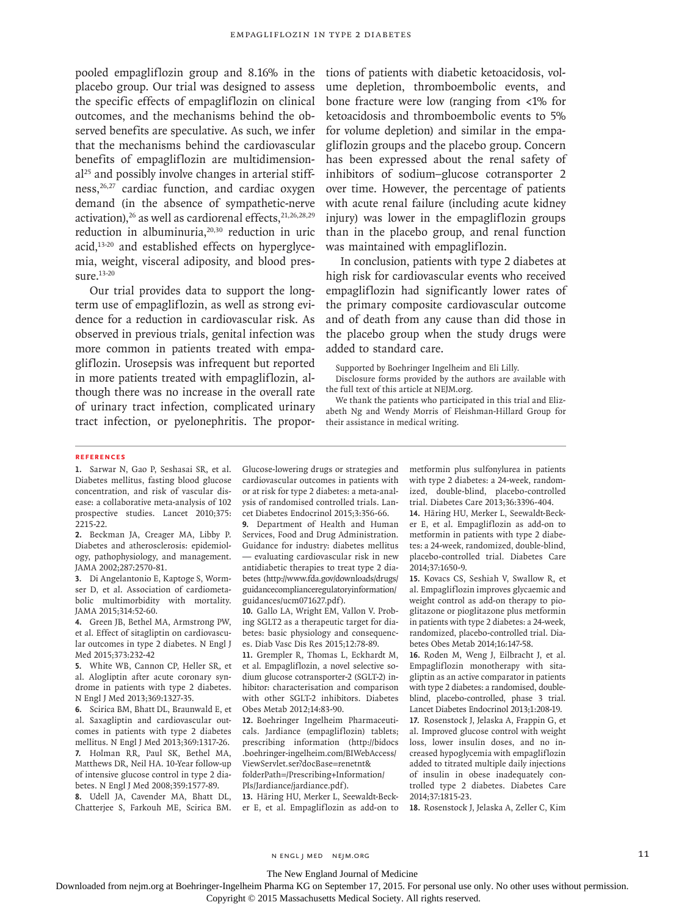pooled empagliflozin group and 8.16% in the placebo group. Our trial was designed to assess the specific effects of empagliflozin on clinical outcomes, and the mechanisms behind the observed benefits are speculative. As such, we infer that the mechanisms behind the cardiovascular benefits of empagliflozin are multidimensional[25] and possibly involve changes in arterial stiffness,[26,27] cardiac function, and cardiac oxygen demand (in the absence of sympathetic-nerve activation),[26] as well as cardiorenal effects,[21,26,28,29] reduction in albuminuria,[20,30] reduction in uric acid,[13-20] and established effects on hyperglycemia, weight, visceral adiposity, and blood pressure.[13-20]

Our trial provides data to support the long-term use of empagliflozin, as well as strong evidence for a reduction in cardiovascular risk. As observed in previous trials, genital infection was more common in patients treated with empagliflozin. Urosepsis was infrequent but reported in more patients treated with empagliflozin, although there was no increase in the overall rate of urinary tract infection, complicated urinary tract infection, or pyelonephritis. The proportions of patients with diabetic ketoacidosis, volume depletion, thromboembolic events, and bone fracture were low (ranging from <1% for ketoacidosis and thromboembolic events to 5% for volume depletion) and similar in the empagliflozin groups and the placebo group. Concern has been expressed about the renal safety of inhibitors of sodium–glucose cotransporter 2 over time. However, the percentage of patients with acute renal failure (including acute kidney injury) was lower in the empagliflozin groups than in the placebo group, and renal function was maintained with empagliflozin.

In conclusion, patients with type 2 diabetes at high risk for cardiovascular events who received empagliflozin had significantly lower rates of the primary composite cardiovascular outcome and of death from any cause than did those in the placebo group when the study drugs were added to standard care.

Supported by Boehringer Ingelheim and Eli Lilly.

Disclosure forms provided by the authors are available with the full text of this article at NEJM.org.

We thank the patients who participated in this trial and Elizabeth Ng and Wendy Morris of Fleishman-Hillard Group for their assistance in medical writing.

## REFERENCES

1. Sarwar N, Gao P, Seshasai SR, et al. Diabetes mellitus, fasting blood glucose concentration, and risk of vascular disease: a collaborative meta-analysis of 102 prospective studies. Lancet 2010;375:2215-22.
2. Beckman JA, Creager MA, Libby P. Diabetes and atherosclerosis: epidemiology, pathophysiology, and management. JAMA 2002;287:2570-81.
3. Di Angelantonio E, Kaptoge S, Wormser D, et al. Association of cardiometabolic multimorbidity with mortality. JAMA 2015;314:52-60.
4. Green JB, Bethel MA, Armstrong PW, et al. Effect of sitagliptin on cardiovascular outcomes in type 2 diabetes. N Engl J Med 2015;373:232-42
5. White WB, Cannon CP, Heller SR, et al. Alogliptin after acute coronary syndrome in patients with type 2 diabetes. N Engl J Med 2013;369:1327-35.
6. Scirica BM, Bhatt DL, Braunwald E, et al. Saxagliptin and cardiovascular outcomes in patients with type 2 diabetes mellitus. N Engl J Med 2013;369:1317-26.
7. Holman RR, Paul SK, Bethel MA, Matthews DR, Neil HA. 10-Year follow-up of intensive glucose control in type 2 diabetes. N Engl J Med 2008;359:1577-89.
8. Udell JA, Cavender MA, Bhatt DL, Chatterjee S, Farkouh ME, Scirica BM. Glucose-lowering drugs or strategies and cardiovascular outcomes in patients with or at risk for type 2 diabetes: a meta-analysis of randomised controlled trials. Lancet Diabetes Endocrinol 2015;3:356-66.
9. Department of Health and Human Services, Food and Drug Administration. Guidance for industry: diabetes mellitus — evaluating cardiovascular risk in new antidiabetic therapies to treat type 2 diabetes (http://www.fda.gov/downloads/drugs/guidancecomplianceregulatoryinformation/guidances/ucm071627.pdf).
10. Gallo LA, Wright EM, Vallon V. Probing SGLT2 as a therapeutic target for diabetes: basic physiology and consequences. Diab Vasc Dis Res 2015;12:78-89.
11. Grempler R, Thomas L, Eckhardt M, et al. Empagliflozin, a novel selective sodium glucose cotransporter-2 (SGLT-2) inhibitor: characterisation and comparison with other SGLT-2 inhibitors. Diabetes Obes Metab 2012;14:83-90.
12. Boehringer Ingelheim Pharmaceuticals. Jardiance (empagliflozin) tablets; prescribing information (http://bidocs.boehringer-ingelheim.com/BIWebAccess/ViewServlet.ser?docBase=renetnt&folderPath=/Prescribing+Information/PIs/Jardiance/jardiance.pdf).
13. Häring HU, Merker L, Seewaldt-Becker E, et al. Empagliflozin as add-on to metformin plus sulfonylurea in patients with type 2 diabetes: a 24-week, randomized, double-blind, placebo-controlled trial. Diabetes Care 2013;36:3396-404.
14. Häring HU, Merker L, Seewaldt-Becker E, et al. Empagliflozin as add-on to metformin in patients with type 2 diabetes: a 24-week, randomized, double-blind, placebo-controlled trial. Diabetes Care 2014;37:1650-9.
15. Kovacs CS, Seshiah V, Swallow R, et al. Empagliflozin improves glycaemic and weight control as add-on therapy to pioglitazone or pioglitazone plus metformin in patients with type 2 diabetes: a 24-week, randomized, placebo-controlled trial. Diabetes Obes Metab 2014;16:147-58.
16. Roden M, Weng J, Eilbracht J, et al. Empagliflozin monotherapy with sitagliptin as an active comparator in patients with type 2 diabetes: a randomised, double-blind, placebo-controlled, phase 3 trial. Lancet Diabetes Endocrinol 2013;1:208-19.
17. Rosenstock J, Jelaska A, Frappin G, et al. Improved glucose control with weight loss, lower insulin doses, and no increased hypoglycemia with empagliflozin added to titrated multiple daily injections of insulin in obese inadequately controlled type 2 diabetes. Diabetes Care 2014;37:1815-23.
18. Rosenstock J, Jelaska A, Zeller C, Kim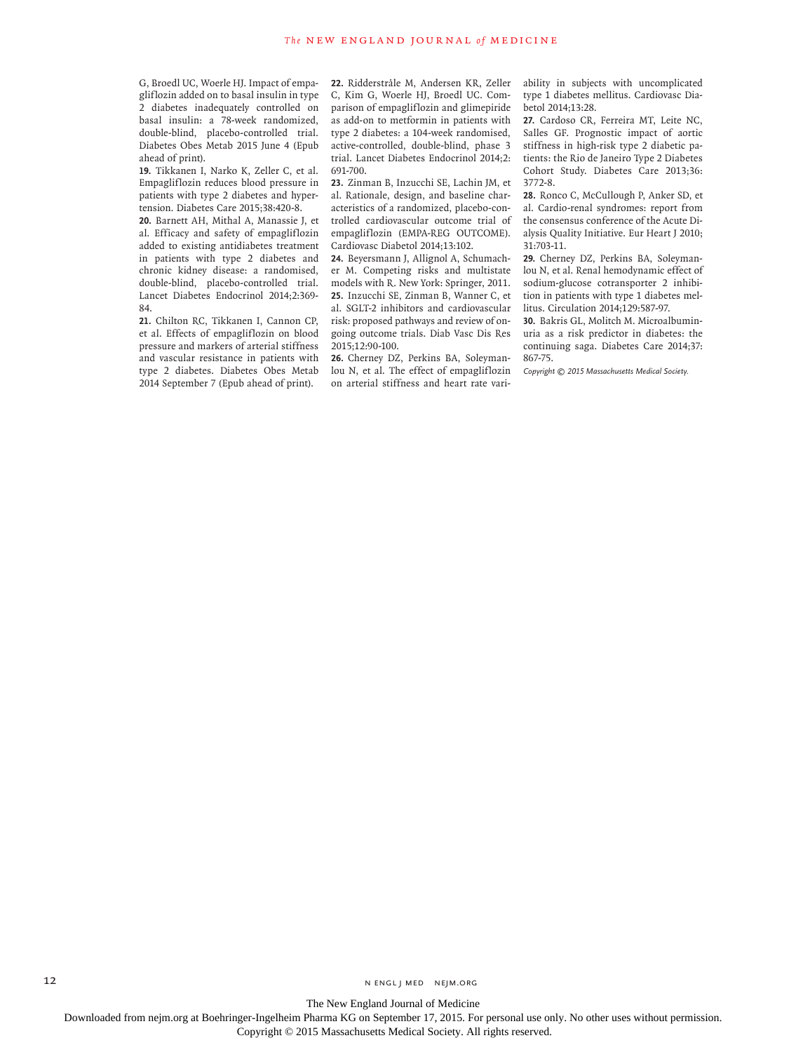G, Broedl UC, Woerle HJ. Impact of empagliflozin added on to basal insulin in type 2 diabetes inadequately controlled on basal insulin: a 78-week randomized, double-blind, placebo-controlled trial. Diabetes Obes Metab 2015 June 4 (Epub ahead of print).

**19.** Tikkanen I, Narko K, Zeller C, et al. Empagliflozin reduces blood pressure in patients with type 2 diabetes and hypertension. Diabetes Care 2015;38:420-8.

**20.** Barnett AH, Mithal A, Manassie J, et al. Efficacy and safety of empagliflozin added to existing antidiabetes treatment in patients with type 2 diabetes and chronic kidney disease: a randomised, double-blind, placebo-controlled trial. Lancet Diabetes Endocrinol 2014;2:369-84.

**21.** Chilton RC, Tikkanen I, Cannon CP, et al. Effects of empagliflozin on blood pressure and markers of arterial stiffness and vascular resistance in patients with type 2 diabetes. Diabetes Obes Metab 2014 September 7 (Epub ahead of print).

**22.** Ridderstråle M, Andersen KR, Zeller C, Kim G, Woerle HJ, Broedl UC. Comparison of empagliflozin and glimepiride as add-on to metformin in patients with type 2 diabetes: a 104-week randomised, active-controlled, double-blind, phase 3 trial. Lancet Diabetes Endocrinol 2014;2:691-700.

**23.** Zinman B, Inzucchi SE, Lachin JM, et al. Rationale, design, and baseline characteristics of a randomized, placebo-controlled cardiovascular outcome trial of empagliflozin (EMPA-REG OUTCOME). Cardiovasc Diabetol 2014;13:102.

**24.** Beyersmann J, Allignol A, Schumacher M. Competing risks and multistate models with R. New York: Springer, 2011.

**25.** Inzucchi SE, Zinman B, Wanner C, et al. SGLT-2 inhibitors and cardiovascular risk: proposed pathways and review of ongoing outcome trials. Diab Vasc Dis Res 2015;12:90-100.

**26.** Cherney DZ, Perkins BA, Soleymanlou N, et al. The effect of empagliflozin on arterial stiffness and heart rate variability in subjects with uncomplicated type 1 diabetes mellitus. Cardiovasc Diabetol 2014;13:28.

**27.** Cardoso CR, Ferreira MT, Leite NC, Salles GF. Prognostic impact of aortic stiffness in high-risk type 2 diabetic patients: the Rio de Janeiro Type 2 Diabetes Cohort Study. Diabetes Care 2013;36:3772-8.

**28.** Ronco C, McCullough P, Anker SD, et al. Cardio-renal syndromes: report from the consensus conference of the Acute Dialysis Quality Initiative. Eur Heart J 2010;31:703-11.

**29.** Cherney DZ, Perkins BA, Soleymanlou N, et al. Renal hemodynamic effect of sodium-glucose cotransporter 2 inhibition in patients with type 1 diabetes mellitus. Circulation 2014;129:587-97.

**30.** Bakris GL, Molitch M. Microalbuminuria as a risk predictor in diabetes: the continuing saga. Diabetes Care 2014;37:867-75.

*Copyright © 2015 Massachusetts Medical Society.*